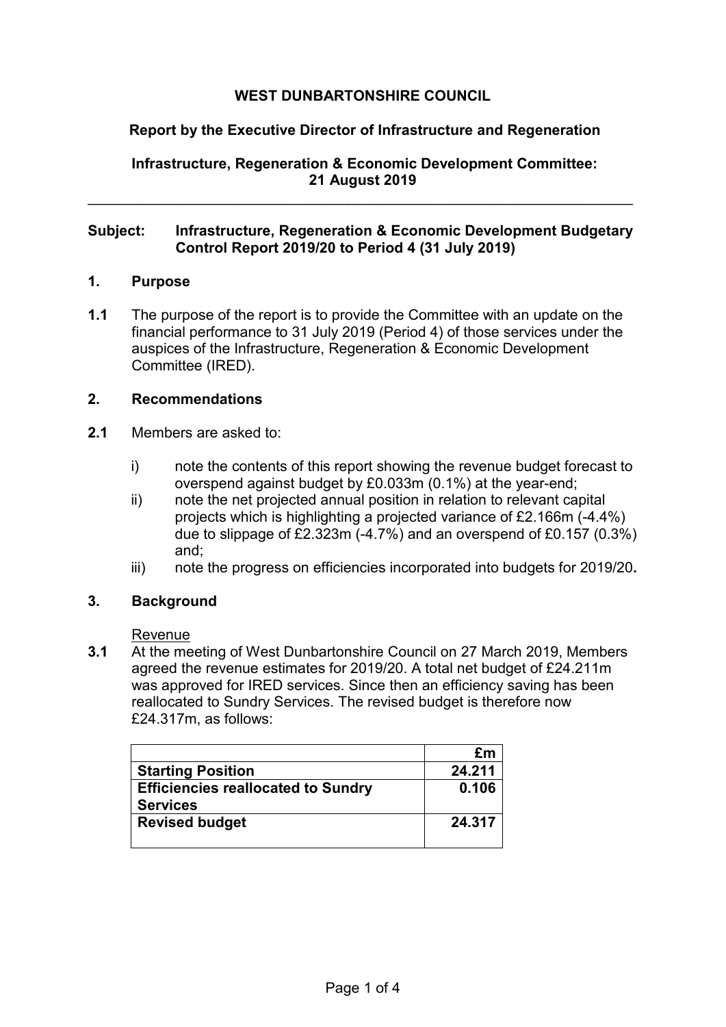**WEST DUNBARTONSHIRE COUNCIL**

**Report by the Executive Director of Infrastructure and Regeneration**

**Infrastructure, Regeneration & Economic Development Committee: 21 August 2019**

---

**Subject: Infrastructure, Regeneration & Economic Development Budgetary Control Report 2019/20 to Period 4 (31 July 2019)**

## 1. Purpose

**1.1** The purpose of the report is to provide the Committee with an update on the financial performance to 31 July 2019 (Period 4) of those services under the auspices of the Infrastructure, Regeneration & Economic Development Committee (IRED).

## 2. Recommendations

**2.1** Members are asked to:

i) note the contents of this report showing the revenue budget forecast to overspend against budget by £0.033m (0.1%) at the year-end;

ii) note the net projected annual position in relation to relevant capital projects which is highlighting a projected variance of £2.166m (-4.4%) due to slippage of £2.323m (-4.7%) and an overspend of £0.157 (0.3%) and;

iii) note the progress on efficiencies incorporated into budgets for 2019/20**.**

## 3. Background

Revenue

**3.1** At the meeting of West Dunbartonshire Council on 27 March 2019, Members agreed the revenue estimates for 2019/20. A total net budget of £24.211m was approved for IRED services. Since then an efficiency saving has been reallocated to Sundry Services. The revised budget is therefore now £24.317m, as follows:

| | **£m** |
|---|---|
| **Starting Position** | **24.211** |
| **Efficiencies reallocated to Sundry Services** | **0.106** |
| **Revised budget** | **24.317** |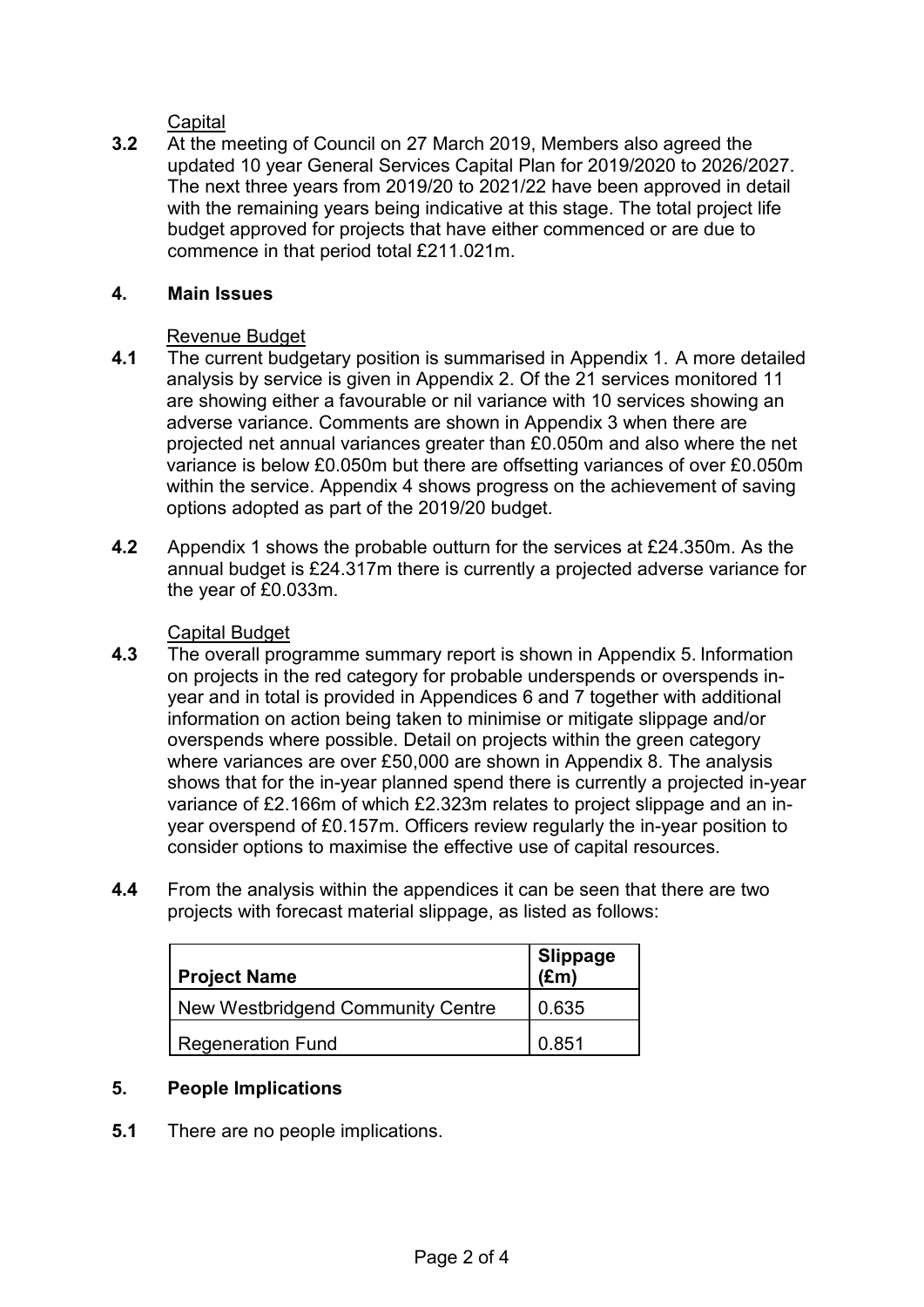Capital

**3.2** At the meeting of Council on 27 March 2019, Members also agreed the updated 10 year General Services Capital Plan for 2019/2020 to 2026/2027. The next three years from 2019/20 to 2021/22 have been approved in detail with the remaining years being indicative at this stage. The total project life budget approved for projects that have either commenced or are due to commence in that period total £211.021m.

## 4. Main Issues

Revenue Budget

**4.1** The current budgetary position is summarised in Appendix 1. A more detailed analysis by service is given in Appendix 2. Of the 21 services monitored 11 are showing either a favourable or nil variance with 10 services showing an adverse variance. Comments are shown in Appendix 3 when there are projected net annual variances greater than £0.050m and also where the net variance is below £0.050m but there are offsetting variances of over £0.050m within the service. Appendix 4 shows progress on the achievement of saving options adopted as part of the 2019/20 budget.

**4.2** Appendix 1 shows the probable outturn for the services at £24.350m. As the annual budget is £24.317m there is currently a projected adverse variance for the year of £0.033m.

Capital Budget

**4.3** The overall programme summary report is shown in Appendix 5. Information on projects in the red category for probable underspends or overspends in-year and in total is provided in Appendices 6 and 7 together with additional information on action being taken to minimise or mitigate slippage and/or overspends where possible. Detail on projects within the green category where variances are over £50,000 are shown in Appendix 8. The analysis shows that for the in-year planned spend there is currently a projected in-year variance of £2.166m of which £2.323m relates to project slippage and an in-year overspend of £0.157m. Officers review regularly the in-year position to consider options to maximise the effective use of capital resources.

**4.4** From the analysis within the appendices it can be seen that there are two projects with forecast material slippage, as listed as follows:

| Project Name | Slippage (£m) |
|---|---|
| New Westbridgend Community Centre | 0.635 |
| Regeneration Fund | 0.851 |

## 5. People Implications

**5.1** There are no people implications.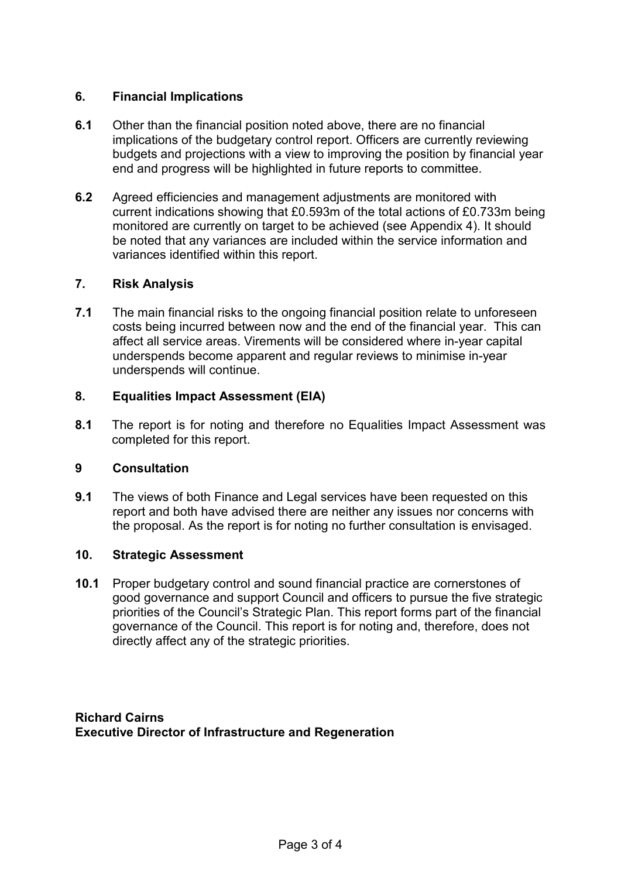## 6. Financial Implications

**6.1** Other than the financial position noted above, there are no financial implications of the budgetary control report. Officers are currently reviewing budgets and projections with a view to improving the position by financial year end and progress will be highlighted in future reports to committee.

**6.2** Agreed efficiencies and management adjustments are monitored with current indications showing that £0.593m of the total actions of £0.733m being monitored are currently on target to be achieved (see Appendix 4). It should be noted that any variances are included within the service information and variances identified within this report.

## 7. Risk Analysis

**7.1** The main financial risks to the ongoing financial position relate to unforeseen costs being incurred between now and the end of the financial year. This can affect all service areas. Virements will be considered where in-year capital underspends become apparent and regular reviews to minimise in-year underspends will continue.

## 8. Equalities Impact Assessment (EIA)

**8.1** The report is for noting and therefore no Equalities Impact Assessment was completed for this report.

## 9 Consultation

**9.1** The views of both Finance and Legal services have been requested on this report and both have advised there are neither any issues nor concerns with the proposal. As the report is for noting no further consultation is envisaged.

## 10. Strategic Assessment

**10.1** Proper budgetary control and sound financial practice are cornerstones of good governance and support Council and officers to pursue the five strategic priorities of the Council's Strategic Plan. This report forms part of the financial governance of the Council. This report is for noting and, therefore, does not directly affect any of the strategic priorities.

**Richard Cairns**
**Executive Director of Infrastructure and Regeneration**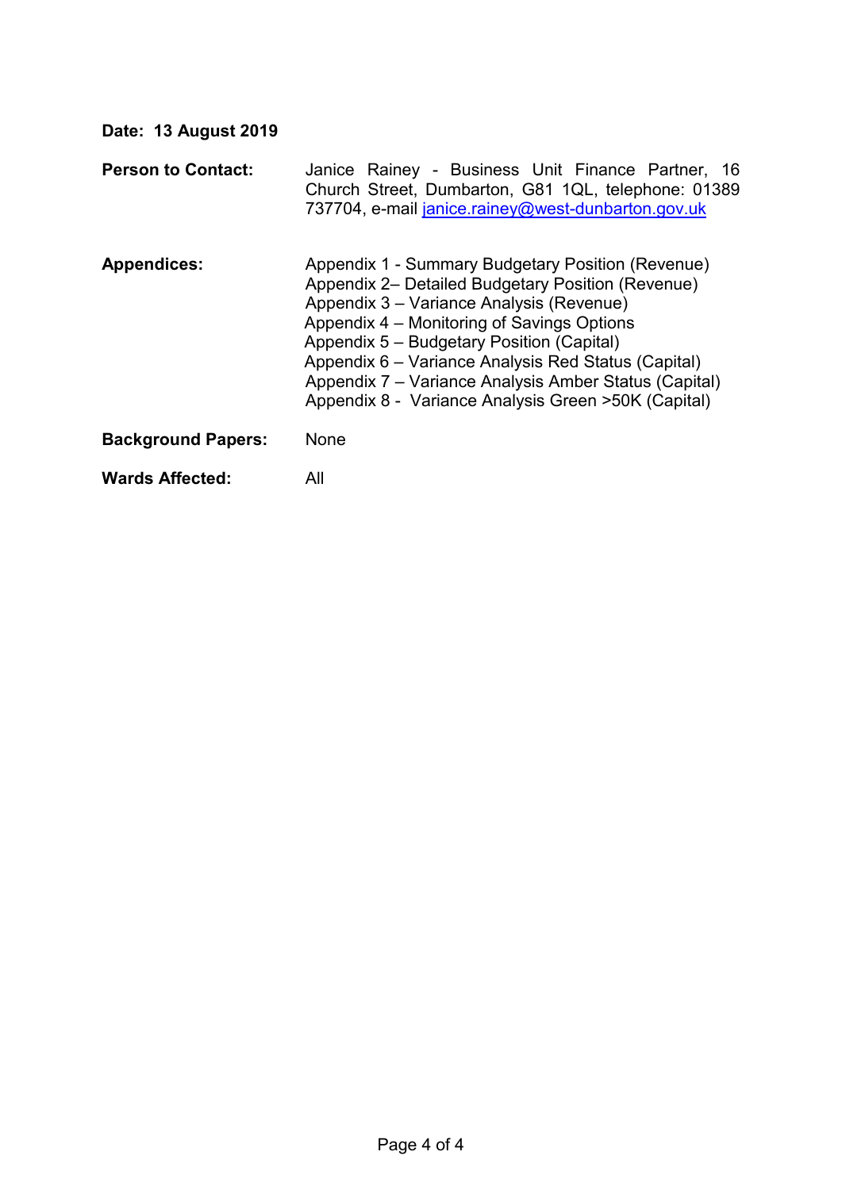**Date: 13 August 2019**

**Person to Contact:** Janice Rainey - Business Unit Finance Partner, 16 Church Street, Dumbarton, G81 1QL, telephone: 01389 737704, e-mail janice.rainey@west-dunbarton.gov.uk

**Appendices:** Appendix 1 - Summary Budgetary Position (Revenue)
Appendix 2– Detailed Budgetary Position (Revenue)
Appendix 3 – Variance Analysis (Revenue)
Appendix 4 – Monitoring of Savings Options
Appendix 5 – Budgetary Position (Capital)
Appendix 6 – Variance Analysis Red Status (Capital)
Appendix 7 – Variance Analysis Amber Status (Capital)
Appendix 8 - Variance Analysis Green >50K (Capital)

**Background Papers:** None

**Wards Affected:** All